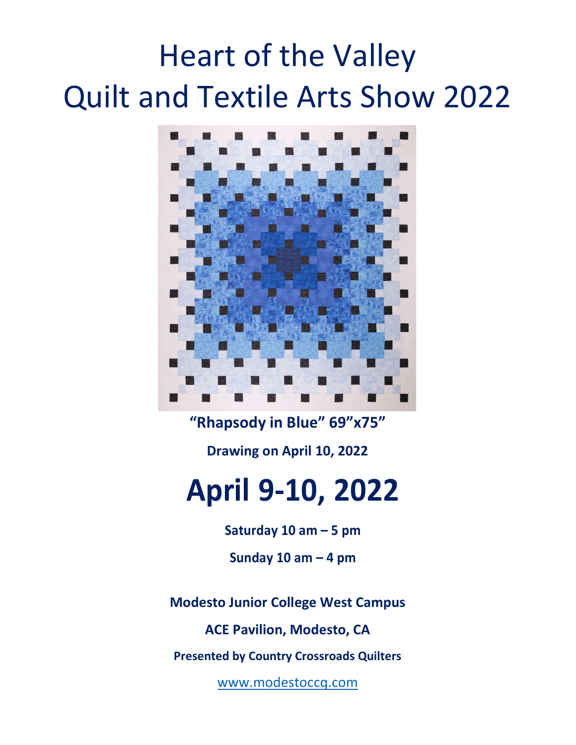# Heart of the Valley
# Quilt and Textile Arts Show 2022

**"Rhapsody in Blue" 69"x75"**

**Drawing on April 10, 2022**

# April 9-10, 2022

**Saturday 10 am – 5 pm**

**Sunday 10 am – 4 pm**

**Modesto Junior College West Campus**

**ACE Pavilion, Modesto, CA**

**Presented by Country Crossroads Quilters**

www.modestoccq.com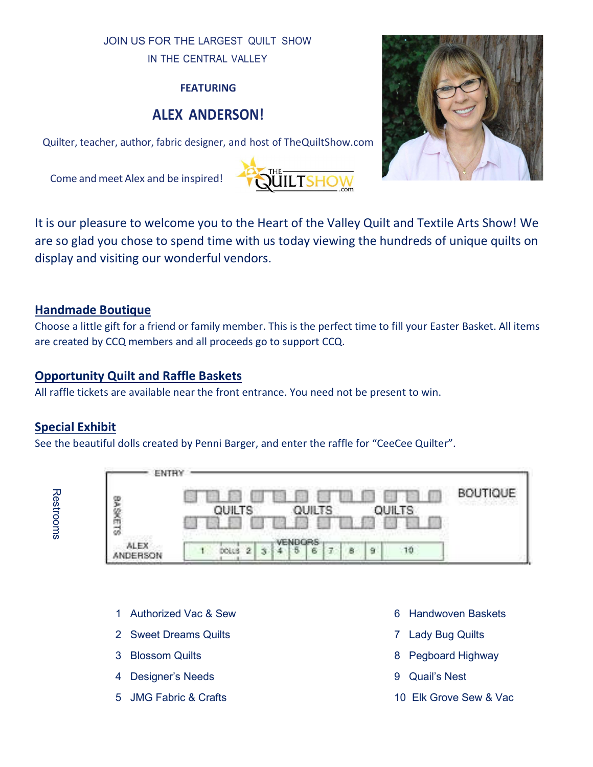JOIN US FOR THE LARGEST QUILT SHOW
IN THE CENTRAL VALLEY

**FEATURING**

## ALEX ANDERSON!

Quilter, teacher, author, fabric designer, and host of TheQuiltShow.com

Come and meet Alex and be inspired!

It is our pleasure to welcome you to the Heart of the Valley Quilt and Textile Arts Show! We are so glad you chose to spend time with us today viewing the hundreds of unique quilts on display and visiting our wonderful vendors.

## Handmade Boutique

Choose a little gift for a friend or family member. This is the perfect time to fill your Easter Basket. All items are created by CCQ members and all proceeds go to support CCQ.

## Opportunity Quilt and Raffle Baskets

All raffle tickets are available near the front entrance. You need not be present to win.

## Special Exhibit

See the beautiful dolls created by Penni Barger, and enter the raffle for "CeeCee Quilter".

Restrooms

ENTRY

BASKETS

QUILTS QUILTS QUILTS

BOUTIQUE

ALEX ANDERSON

VENDORS: 1, DOLLS, 2, 3, 4, 5, 6, 7, 8, 9, 10

1 Authorized Vac & Sew
2 Sweet Dreams Quilts
3 Blossom Quilts
4 Designer's Needs
5 JMG Fabric & Crafts
6 Handwoven Baskets
7 Lady Bug Quilts
8 Pegboard Highway
9 Quail's Nest
10 Elk Grove Sew & Vac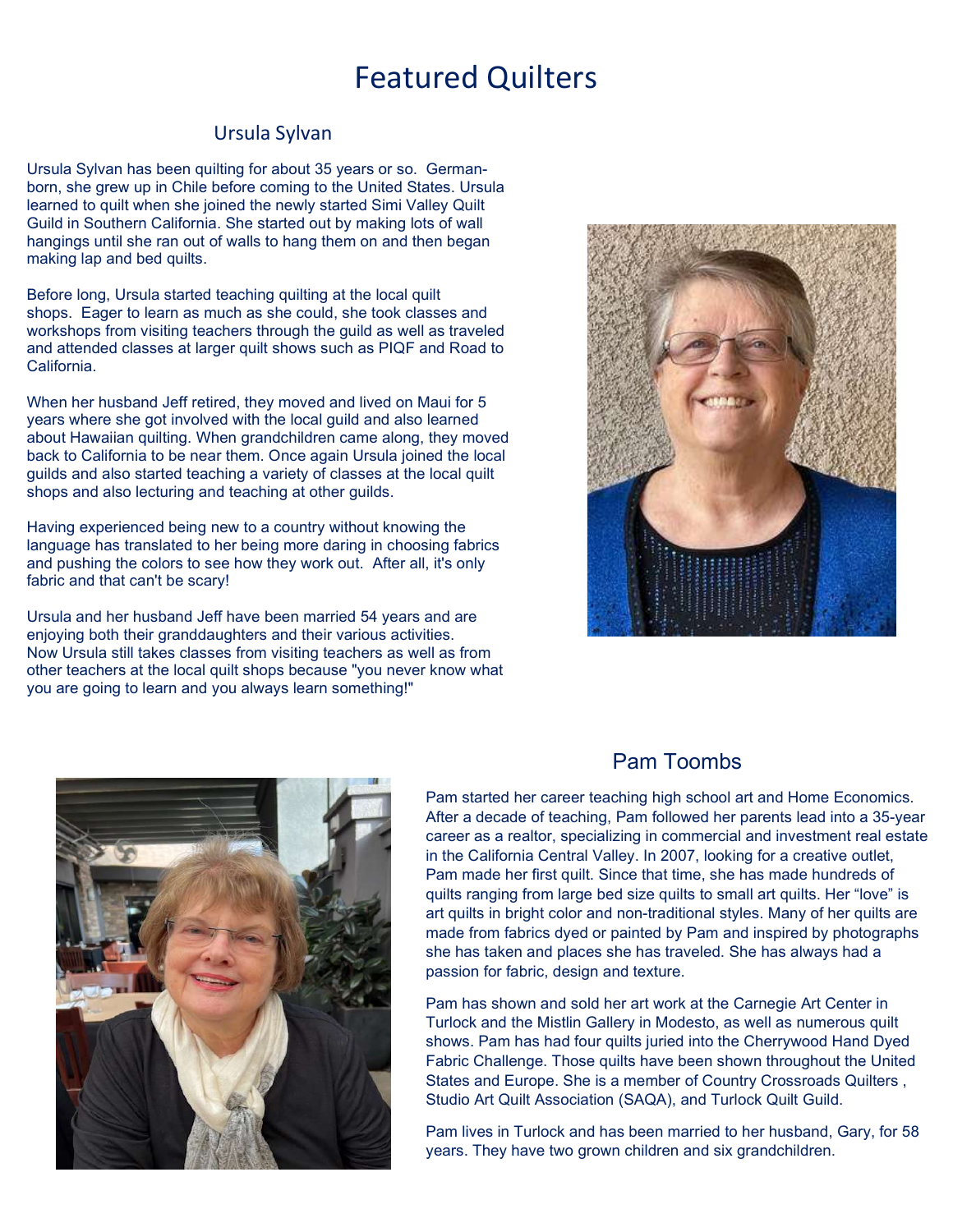# Featured Quilters

## Ursula Sylvan

Ursula Sylvan has been quilting for about 35 years or so. German-born, she grew up in Chile before coming to the United States. Ursula learned to quilt when she joined the newly started Simi Valley Quilt Guild in Southern California. She started out by making lots of wall hangings until she ran out of walls to hang them on and then began making lap and bed quilts.

Before long, Ursula started teaching quilting at the local quilt shops. Eager to learn as much as she could, she took classes and workshops from visiting teachers through the guild as well as traveled and attended classes at larger quilt shows such as PIQF and Road to California.

When her husband Jeff retired, they moved and lived on Maui for 5 years where she got involved with the local guild and also learned about Hawaiian quilting. When grandchildren came along, they moved back to California to be near them. Once again Ursula joined the local guilds and also started teaching a variety of classes at the local quilt shops and also lecturing and teaching at other guilds.

Having experienced being new to a country without knowing the language has translated to her being more daring in choosing fabrics and pushing the colors to see how they work out. After all, it's only fabric and that can't be scary!

Ursula and her husband Jeff have been married 54 years and are enjoying both their granddaughters and their various activities. Now Ursula still takes classes from visiting teachers as well as from other teachers at the local quilt shops because "you never know what you are going to learn and you always learn something!"

## Pam Toombs

Pam started her career teaching high school art and Home Economics. After a decade of teaching, Pam followed her parents lead into a 35-year career as a realtor, specializing in commercial and investment real estate in the California Central Valley. In 2007, looking for a creative outlet, Pam made her first quilt. Since that time, she has made hundreds of quilts ranging from large bed size quilts to small art quilts. Her "love" is art quilts in bright color and non-traditional styles. Many of her quilts are made from fabrics dyed or painted by Pam and inspired by photographs she has taken and places she has traveled. She has always had a passion for fabric, design and texture.

Pam has shown and sold her art work at the Carnegie Art Center in Turlock and the Mistlin Gallery in Modesto, as well as numerous quilt shows. Pam has had four quilts juried into the Cherrywood Hand Dyed Fabric Challenge. Those quilts have been shown throughout the United States and Europe. She is a member of Country Crossroads Quilters , Studio Art Quilt Association (SAQA), and Turlock Quilt Guild.

Pam lives in Turlock and has been married to her husband, Gary, for 58 years. They have two grown children and six grandchildren.